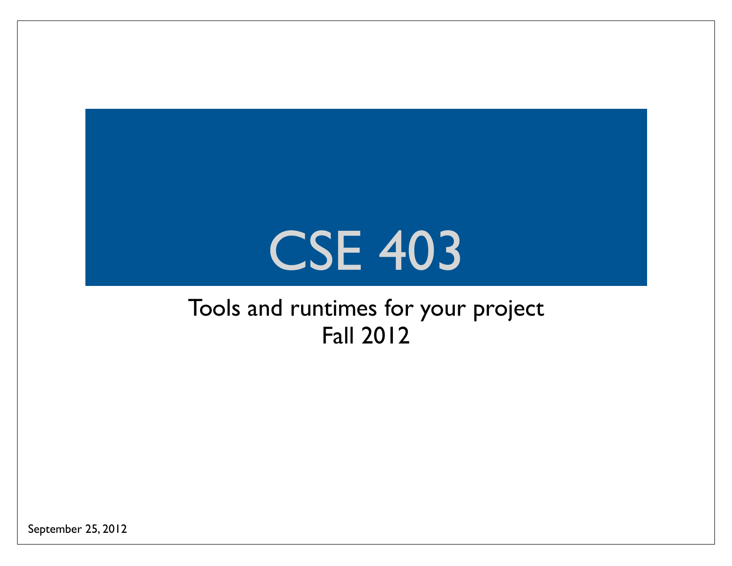# CSE 403

Tools and runtimes for your project
Fall 2012

September 25, 2012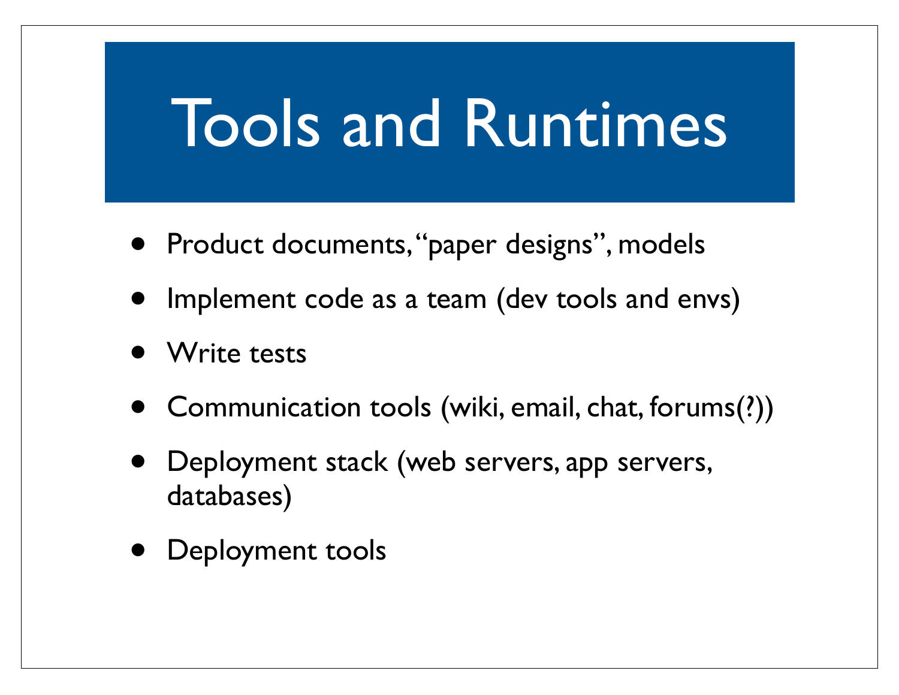# Tools and Runtimes

- Product documents, "paper designs", models
- Implement code as a team (dev tools and envs)
- Write tests
- Communication tools (wiki, email, chat, forums(?))
- Deployment stack (web servers, app servers, databases)
- Deployment tools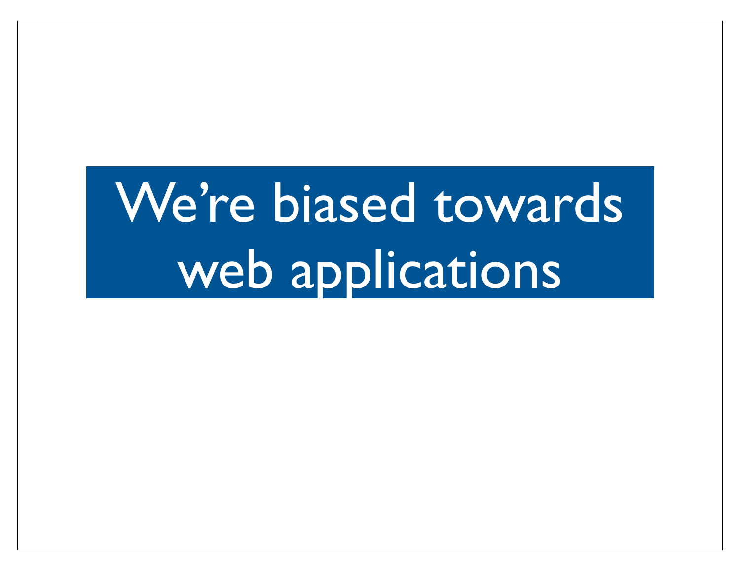# We're biased towards web applications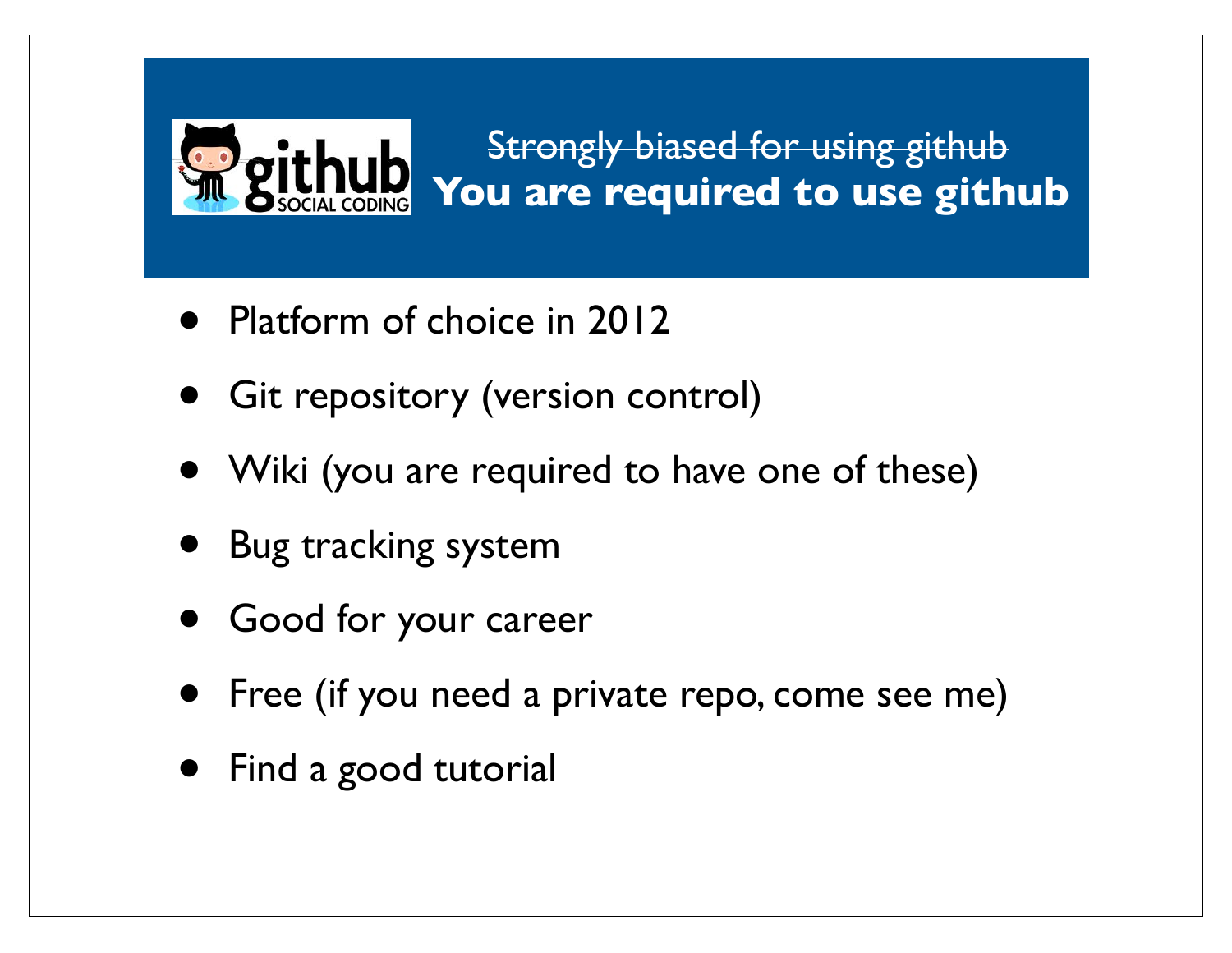## ~~Strongly biased for using github~~
## **You are required to use github**

- Platform of choice in 2012
- Git repository (version control)
- Wiki (you are required to have one of these)
- Bug tracking system
- Good for your career
- Free (if you need a private repo, come see me)
- Find a good tutorial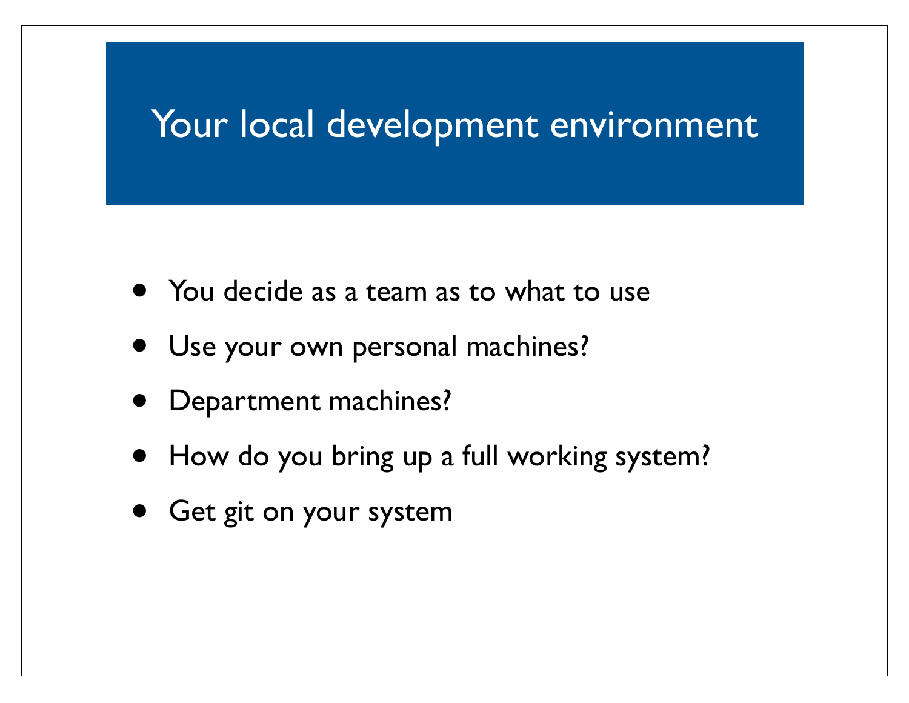# Your local development environment

- You decide as a team as to what to use
- Use your own personal machines?
- Department machines?
- How do you bring up a full working system?
- Get git on your system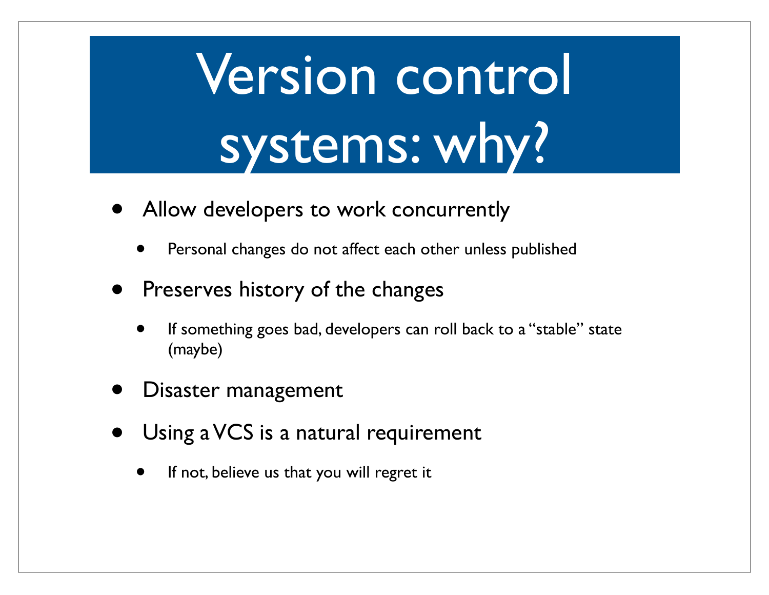# Version control systems: why?

- Allow developers to work concurrently
  - Personal changes do not affect each other unless published
- Preserves history of the changes
  - If something goes bad, developers can roll back to a "stable" state (maybe)
- Disaster management
- Using a VCS is a natural requirement
  - If not, believe us that you will regret it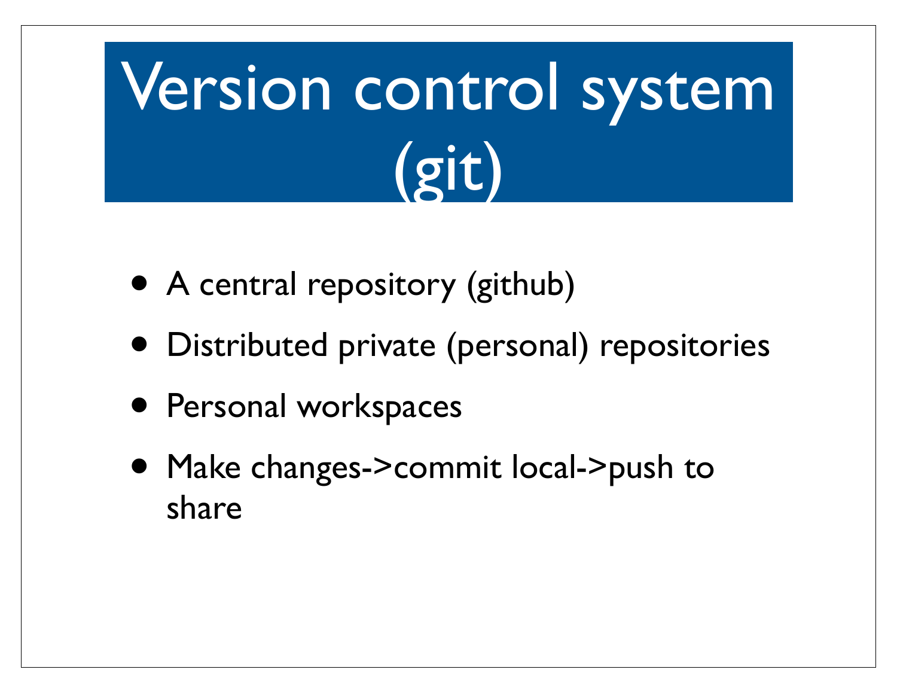# Version control system (git)

- A central repository (github)
- Distributed private (personal) repositories
- Personal workspaces
- Make changes->commit local->push to share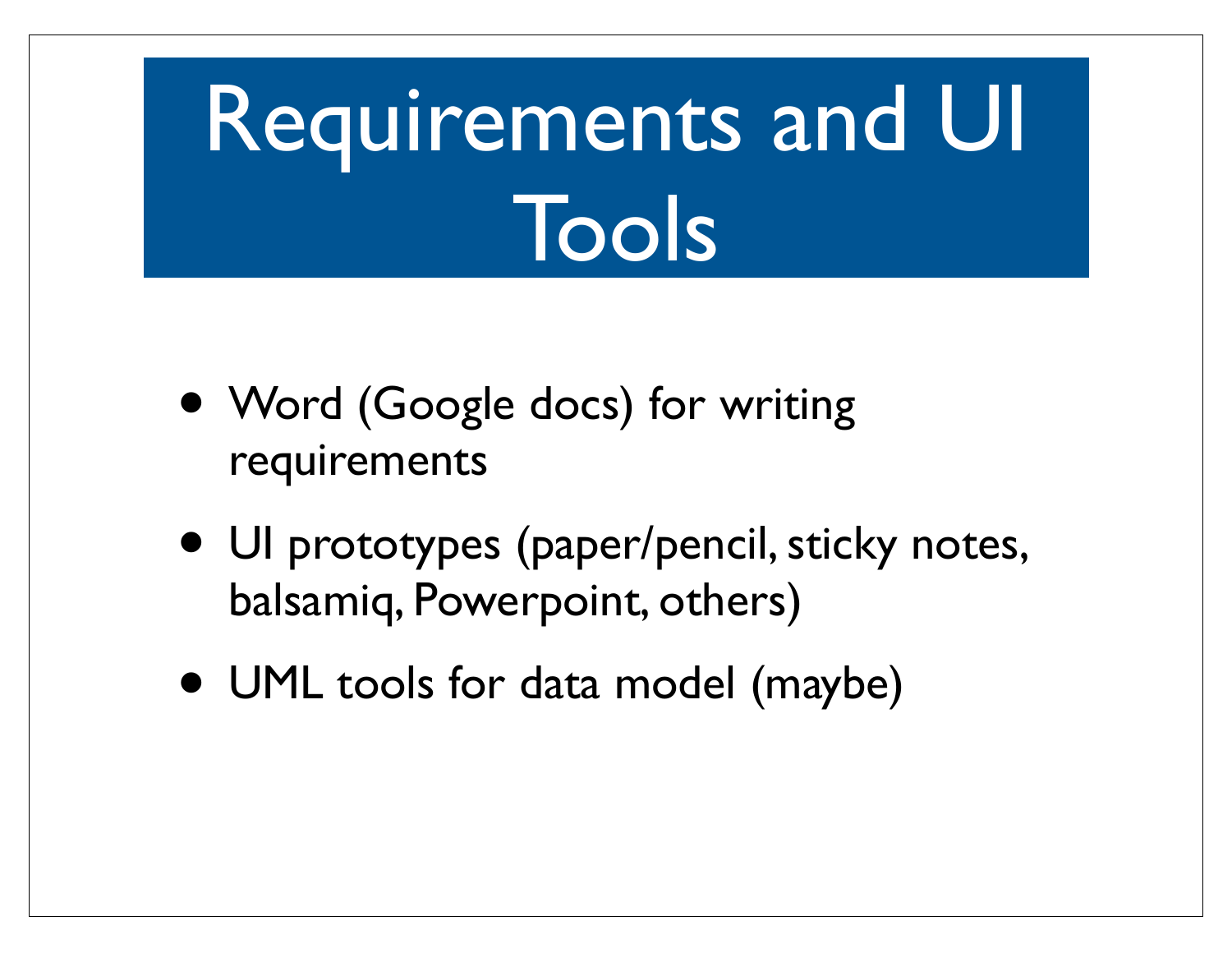# Requirements and UI Tools

- Word (Google docs) for writing requirements
- UI prototypes (paper/pencil, sticky notes, balsamiq, Powerpoint, others)
- UML tools for data model (maybe)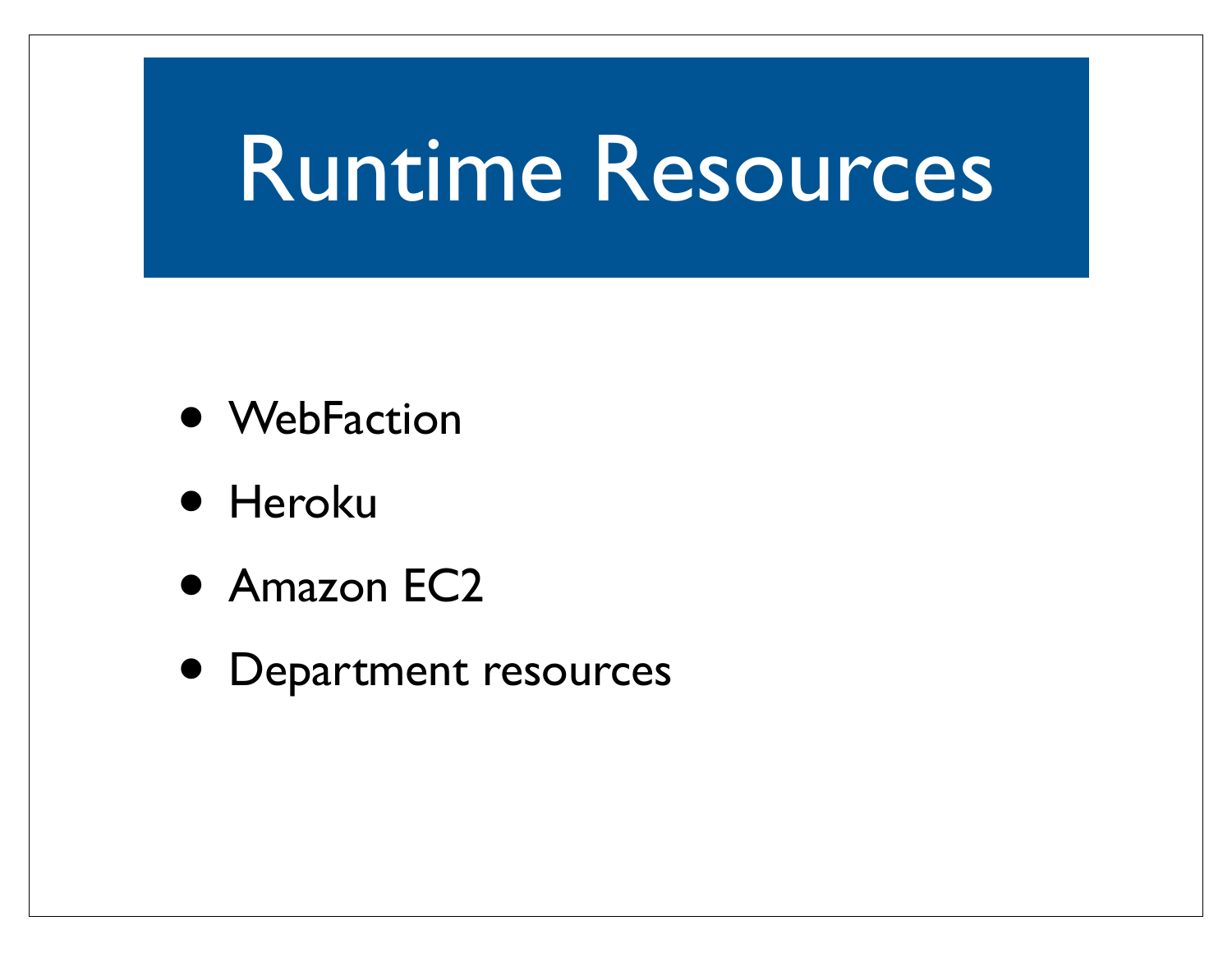# Runtime Resources

- WebFaction
- Heroku
- Amazon EC2
- Department resources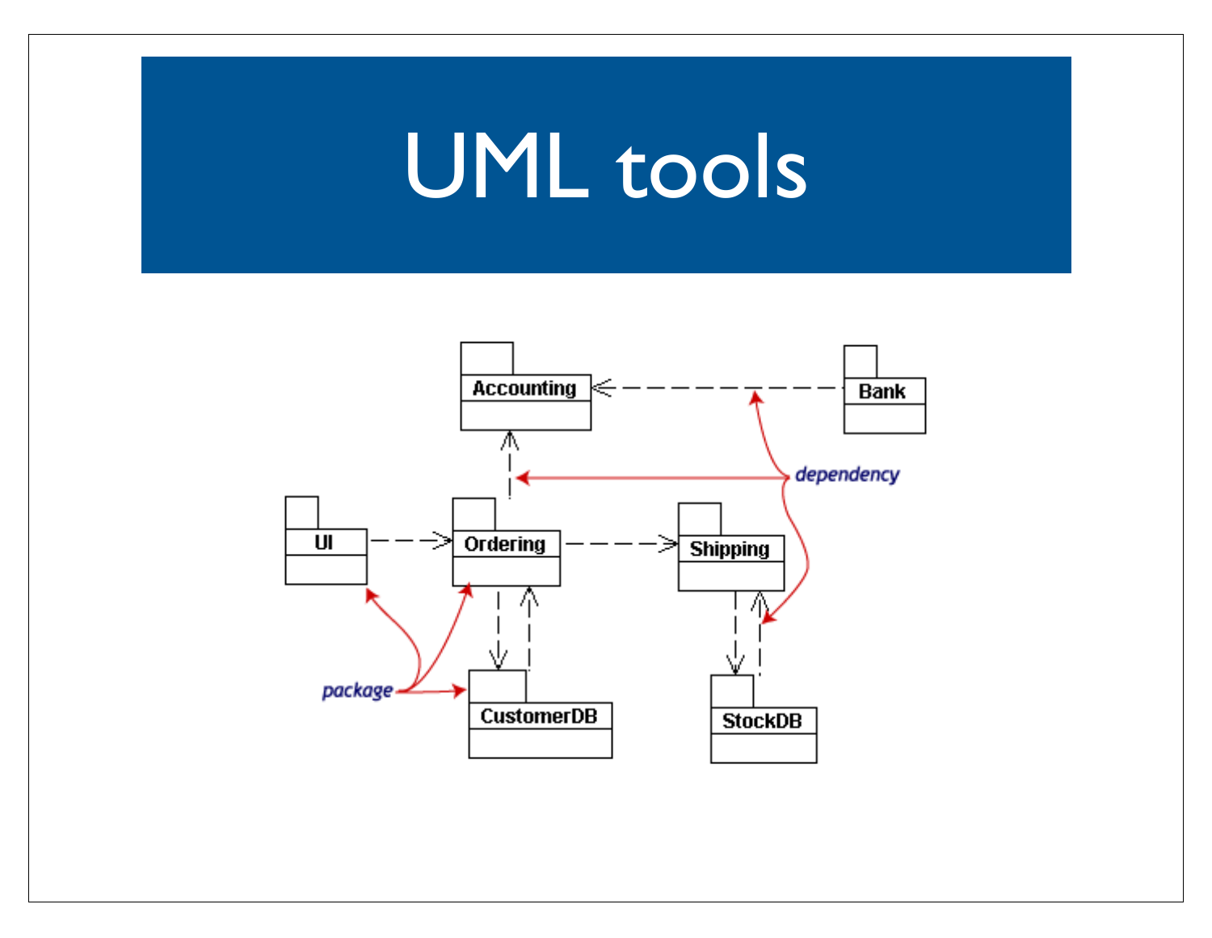# UML tools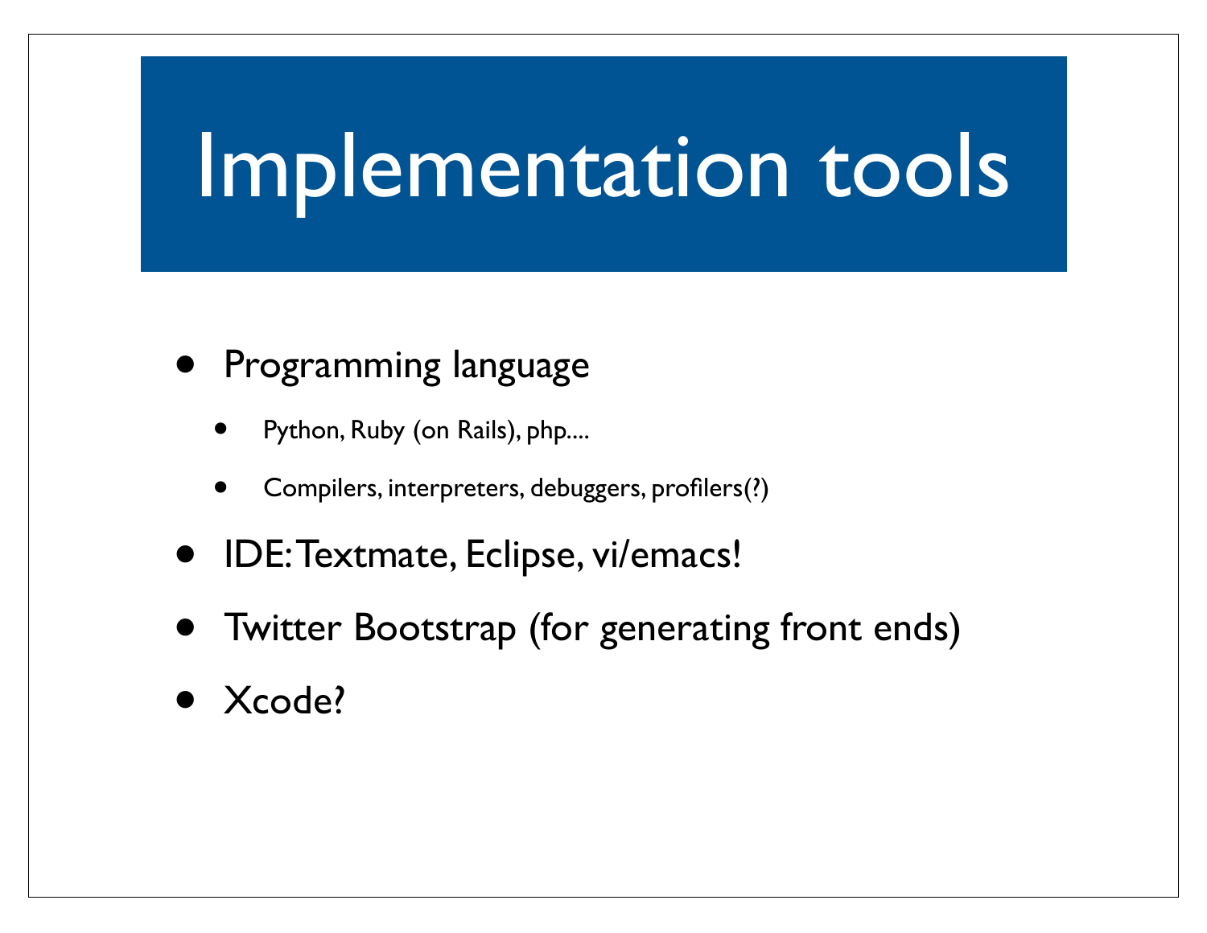# Implementation tools

- Programming language
  - Python, Ruby (on Rails), php....
  - Compilers, interpreters, debuggers, profilers(?)
- IDE: Textmate, Eclipse, vi/emacs!
- Twitter Bootstrap (for generating front ends)
- Xcode?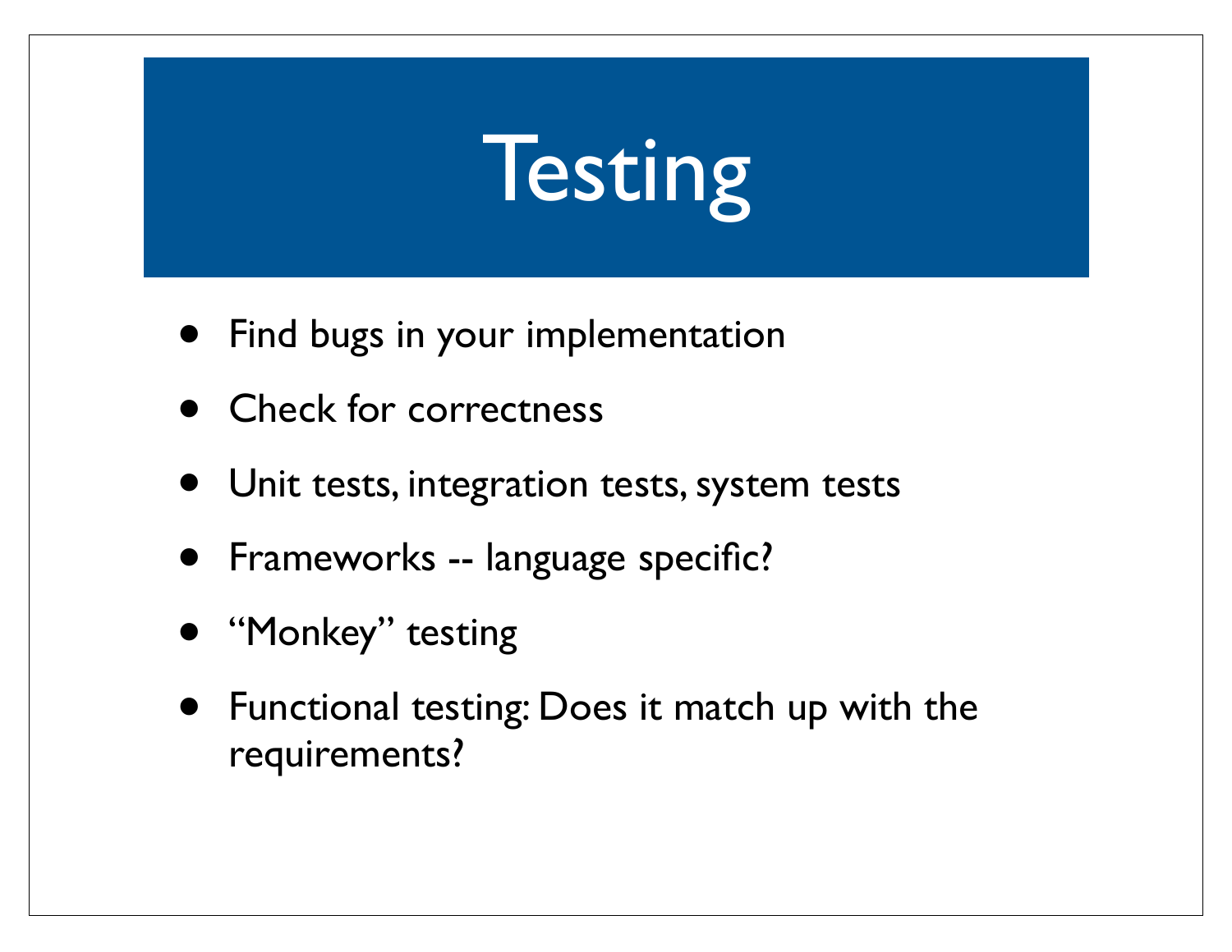# Testing

- Find bugs in your implementation
- Check for correctness
- Unit tests, integration tests, system tests
- Frameworks -- language specific?
- “Monkey” testing
- Functional testing: Does it match up with the requirements?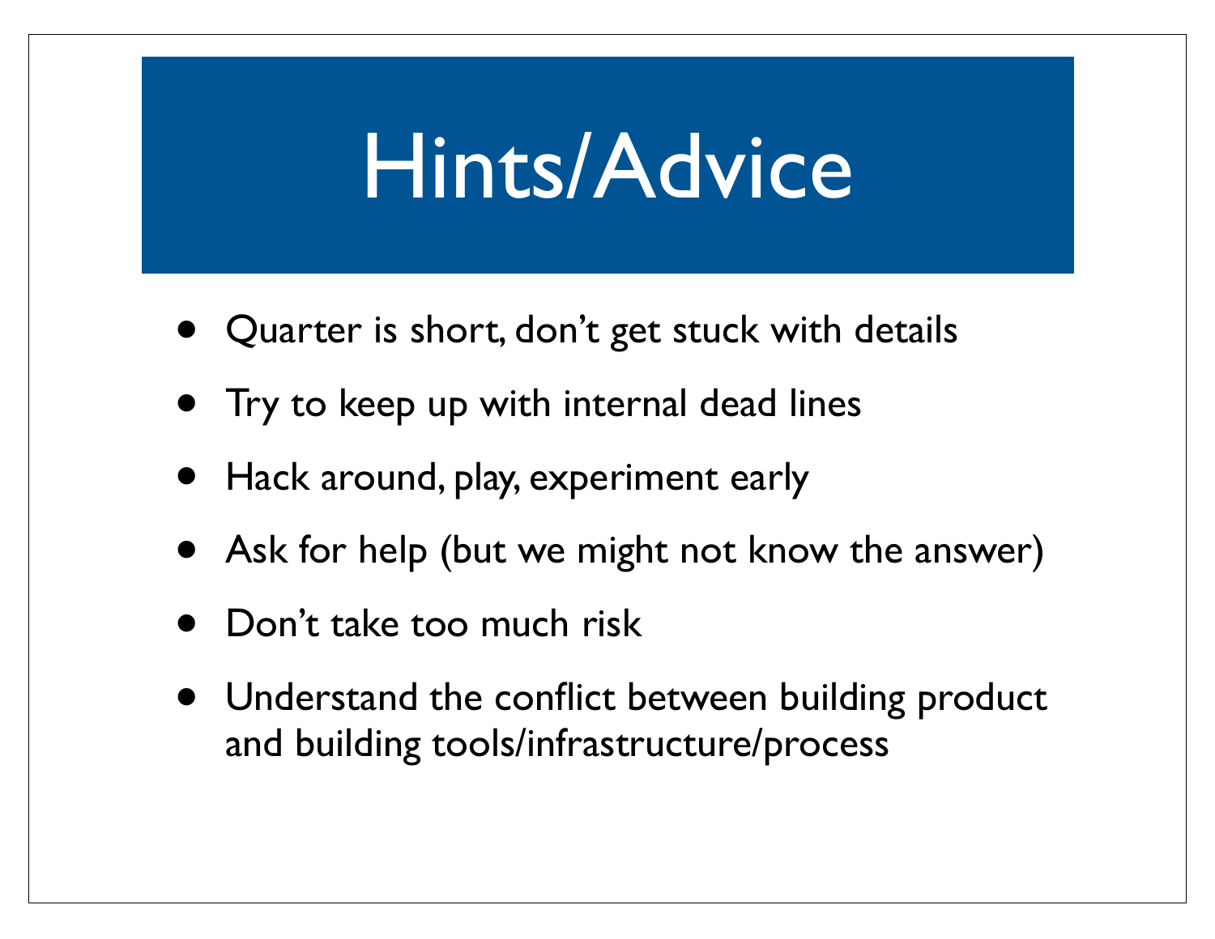# Hints/Advice

- Quarter is short, don't get stuck with details
- Try to keep up with internal dead lines
- Hack around, play, experiment early
- Ask for help (but we might not know the answer)
- Don't take too much risk
- Understand the conflict between building product and building tools/infrastructure/process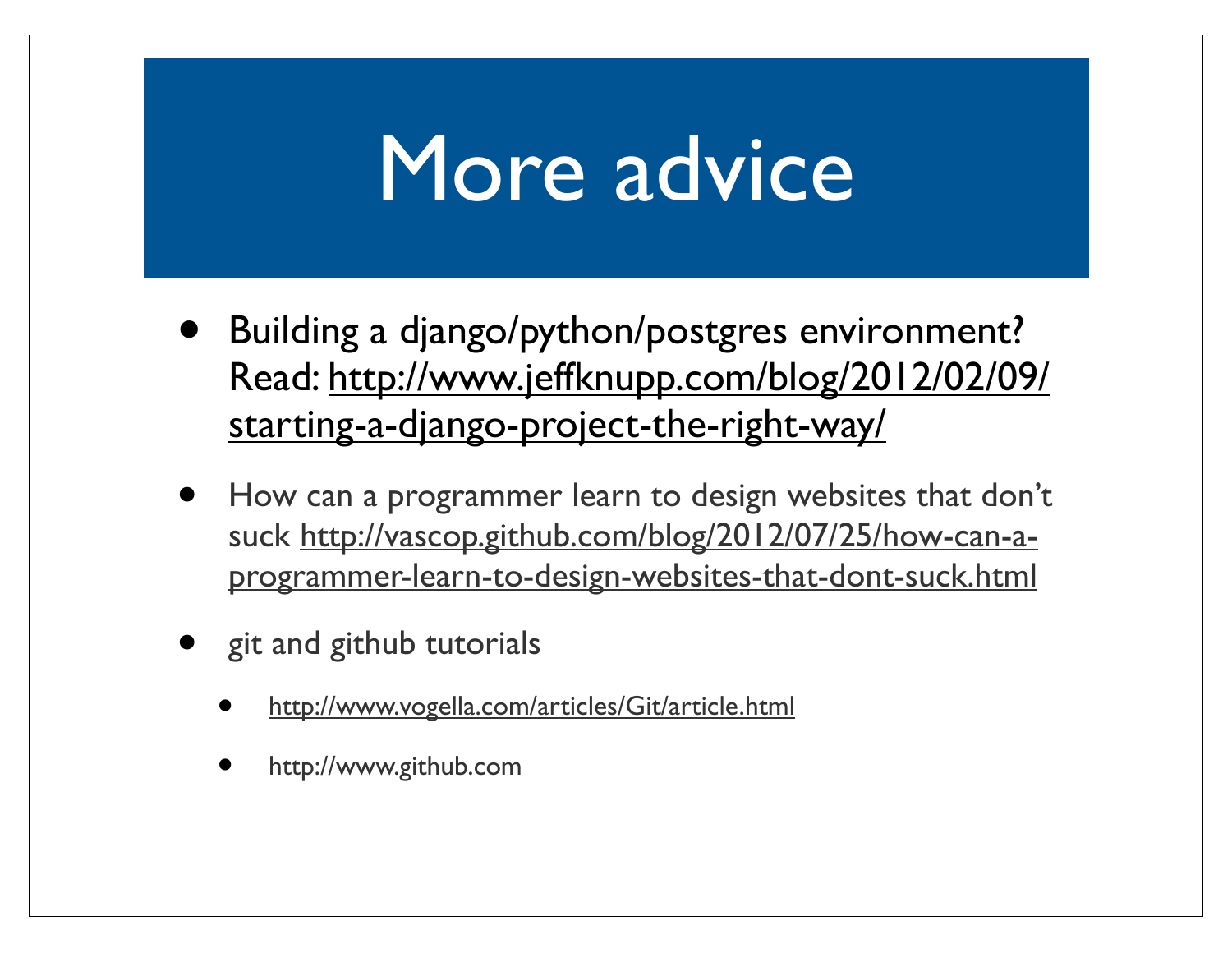# More advice

- Building a django/python/postgres environment? Read: http://www.jeffknupp.com/blog/2012/02/09/starting-a-django-project-the-right-way/
- How can a programmer learn to design websites that don't suck http://vascop.github.com/blog/2012/07/25/how-can-a-programmer-learn-to-design-websites-that-dont-suck.html
- git and github tutorials
  - http://www.vogella.com/articles/Git/article.html
  - http://www.github.com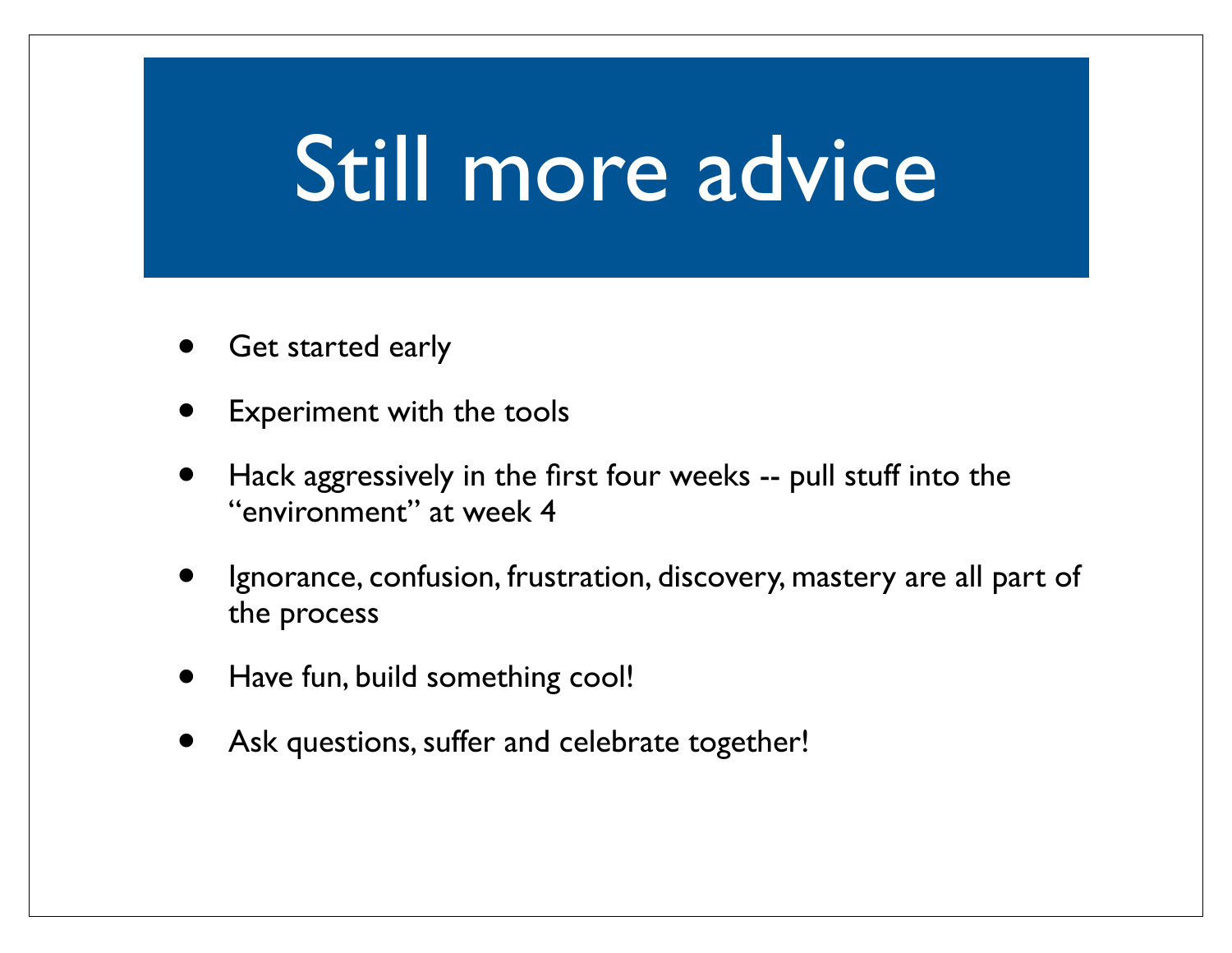# Still more advice

- Get started early
- Experiment with the tools
- Hack aggressively in the first four weeks -- pull stuff into the “environment” at week 4
- Ignorance, confusion, frustration, discovery, mastery are all part of the process
- Have fun, build something cool!
- Ask questions, suffer and celebrate together!